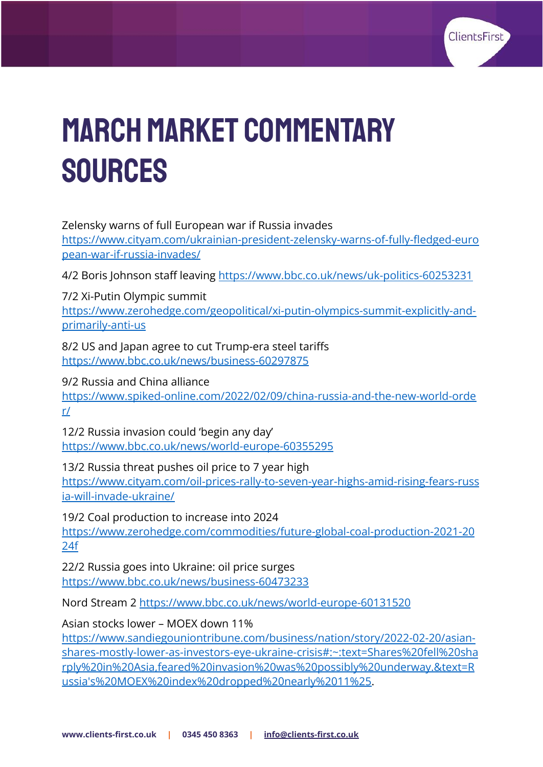# MARCH MARKET COMMENTARY SOURCES

Zelensky warns of full European war if Russia invades
https://www.cityam.com/ukrainian-president-zelensky-warns-of-fully-fledged-european-war-if-russia-invades/

4/2 Boris Johnson staff leaving https://www.bbc.co.uk/news/uk-politics-60253231

7/2 Xi-Putin Olympic summit
https://www.zerohedge.com/geopolitical/xi-putin-olympics-summit-explicitly-and-primarily-anti-us

8/2 US and Japan agree to cut Trump-era steel tariffs
https://www.bbc.co.uk/news/business-60297875

9/2 Russia and China alliance
https://www.spiked-online.com/2022/02/09/china-russia-and-the-new-world-order/

12/2 Russia invasion could 'begin any day'
https://www.bbc.co.uk/news/world-europe-60355295

13/2 Russia threat pushes oil price to 7 year high
https://www.cityam.com/oil-prices-rally-to-seven-year-highs-amid-rising-fears-russia-will-invade-ukraine/

19/2 Coal production to increase into 2024
https://www.zerohedge.com/commodities/future-global-coal-production-2021-2024f

22/2 Russia goes into Ukraine: oil price surges
https://www.bbc.co.uk/news/business-60473233

Nord Stream 2 https://www.bbc.co.uk/news/world-europe-60131520

Asian stocks lower – MOEX down 11%
https://www.sandiegouniontribune.com/business/nation/story/2022-02-20/asian-shares-mostly-lower-as-investors-eye-ukraine-crisis#:~:text=Shares%20fell%20sharply%20in%20Asia,feared%20invasion%20was%20possibly%20underway.&text=Russia's%20MOEX%20index%20dropped%20nearly%2011%25.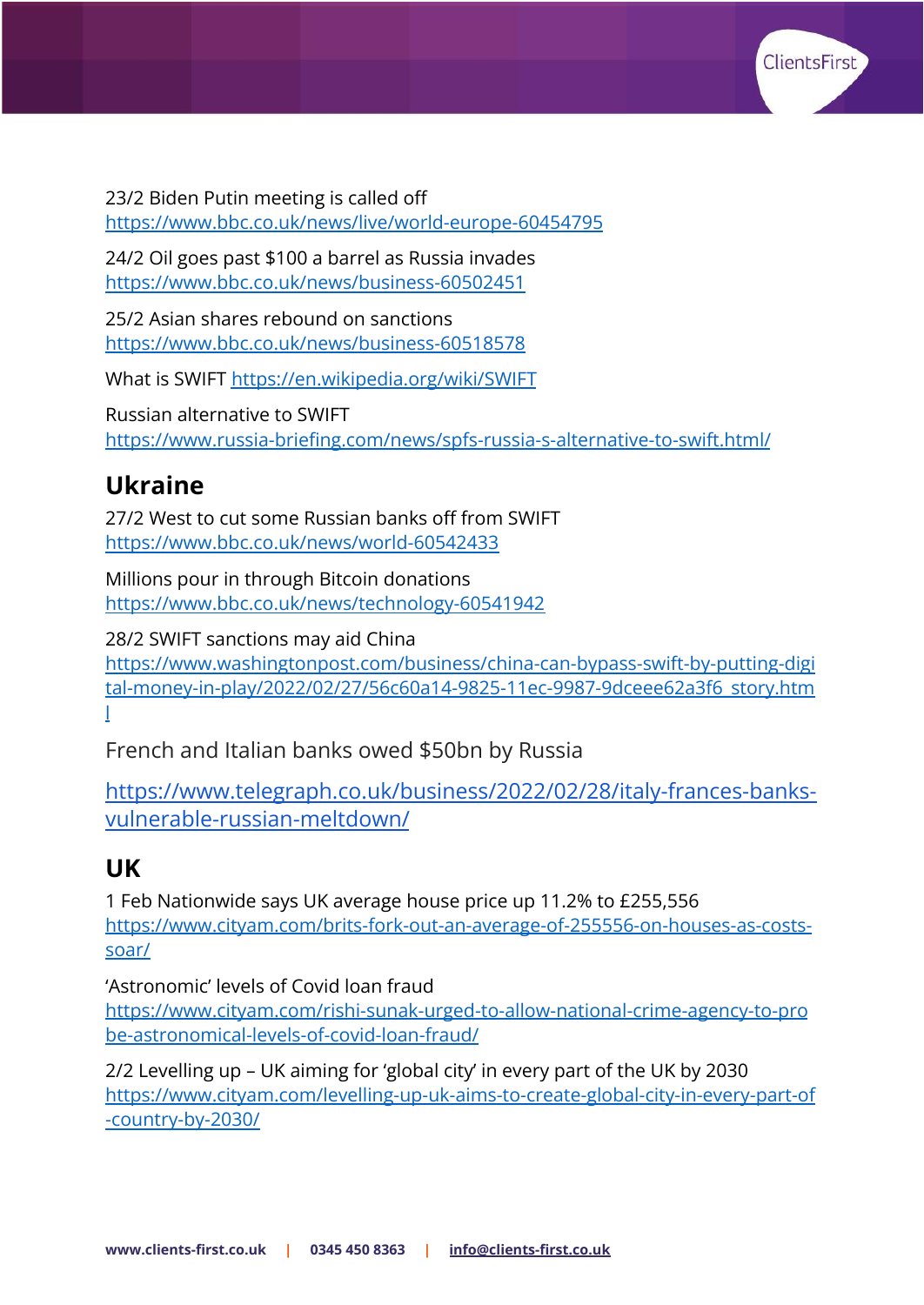23/2 Biden Putin meeting is called off
https://www.bbc.co.uk/news/live/world-europe-60454795

24/2 Oil goes past $100 a barrel as Russia invades
https://www.bbc.co.uk/news/business-60502451

25/2 Asian shares rebound on sanctions
https://www.bbc.co.uk/news/business-60518578

What is SWIFT https://en.wikipedia.org/wiki/SWIFT

Russian alternative to SWIFT
https://www.russia-briefing.com/news/spfs-russia-s-alternative-to-swift.html/

## Ukraine

27/2 West to cut some Russian banks off from SWIFT
https://www.bbc.co.uk/news/world-60542433

Millions pour in through Bitcoin donations
https://www.bbc.co.uk/news/technology-60541942

28/2 SWIFT sanctions may aid China
https://www.washingtonpost.com/business/china-can-bypass-swift-by-putting-digital-money-in-play/2022/02/27/56c60a14-9825-11ec-9987-9dceee62a3f6_story.html

French and Italian banks owed $50bn by Russia

https://www.telegraph.co.uk/business/2022/02/28/italy-frances-banks-vulnerable-russian-meltdown/

## UK

1 Feb Nationwide says UK average house price up 11.2% to £255,556
https://www.cityam.com/brits-fork-out-an-average-of-255556-on-houses-as-costs-soar/

'Astronomic' levels of Covid loan fraud
https://www.cityam.com/rishi-sunak-urged-to-allow-national-crime-agency-to-probe-astronomical-levels-of-covid-loan-fraud/

2/2 Levelling up – UK aiming for 'global city' in every part of the UK by 2030
https://www.cityam.com/levelling-up-uk-aims-to-create-global-city-in-every-part-of-country-by-2030/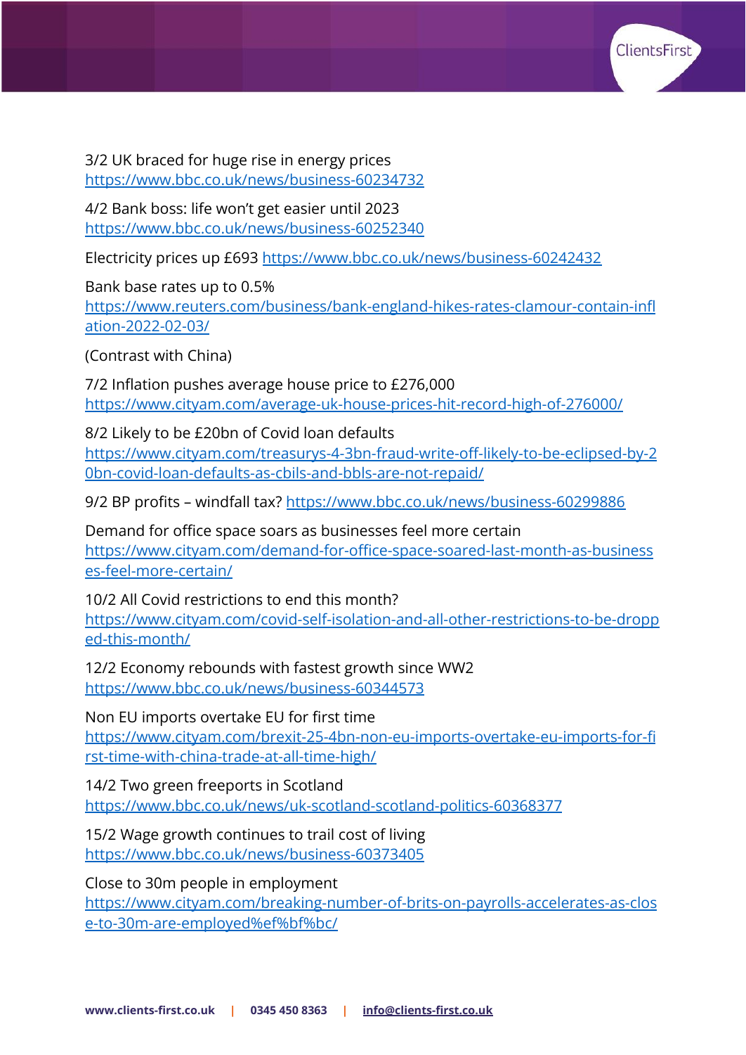3/2 UK braced for huge rise in energy prices
https://www.bbc.co.uk/news/business-60234732

4/2 Bank boss: life won't get easier until 2023
https://www.bbc.co.uk/news/business-60252340

Electricity prices up £693 https://www.bbc.co.uk/news/business-60242432

Bank base rates up to 0.5%
https://www.reuters.com/business/bank-england-hikes-rates-clamour-contain-inflation-2022-02-03/

(Contrast with China)

7/2 Inflation pushes average house price to £276,000
https://www.cityam.com/average-uk-house-prices-hit-record-high-of-276000/

8/2 Likely to be £20bn of Covid loan defaults
https://www.cityam.com/treasurys-4-3bn-fraud-write-off-likely-to-be-eclipsed-by-20bn-covid-loan-defaults-as-cbils-and-bbls-are-not-repaid/

9/2 BP profits – windfall tax? https://www.bbc.co.uk/news/business-60299886

Demand for office space soars as businesses feel more certain
https://www.cityam.com/demand-for-office-space-soared-last-month-as-businesses-feel-more-certain/

10/2 All Covid restrictions to end this month?
https://www.cityam.com/covid-self-isolation-and-all-other-restrictions-to-be-dropped-this-month/

12/2 Economy rebounds with fastest growth since WW2
https://www.bbc.co.uk/news/business-60344573

Non EU imports overtake EU for first time
https://www.cityam.com/brexit-25-4bn-non-eu-imports-overtake-eu-imports-for-first-time-with-china-trade-at-all-time-high/

14/2 Two green freeports in Scotland
https://www.bbc.co.uk/news/uk-scotland-scotland-politics-60368377

15/2 Wage growth continues to trail cost of living
https://www.bbc.co.uk/news/business-60373405

Close to 30m people in employment
https://www.cityam.com/breaking-number-of-brits-on-payrolls-accelerates-as-close-to-30m-are-employed%ef%bf%bc/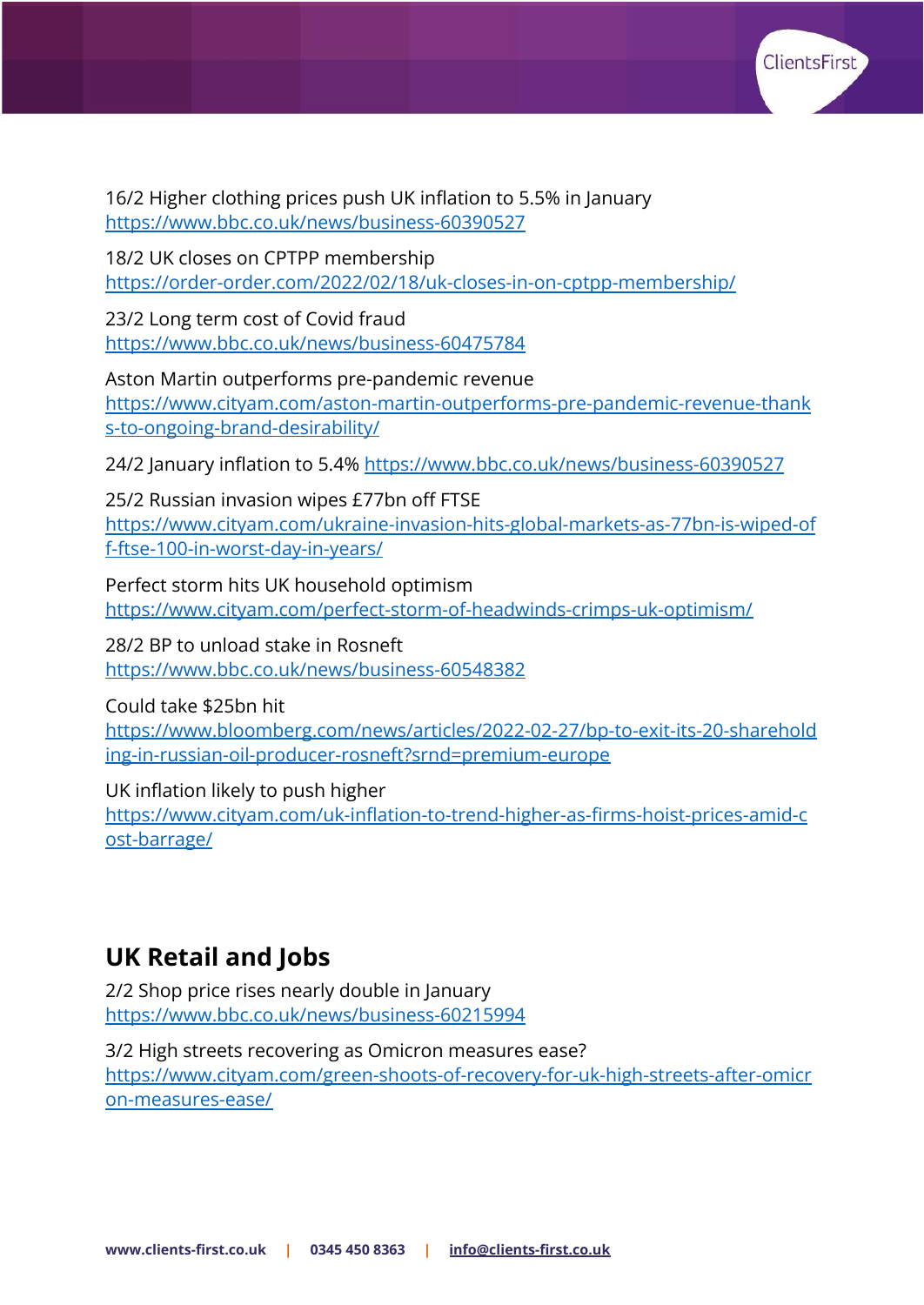16/2 Higher clothing prices push UK inflation to 5.5% in January
https://www.bbc.co.uk/news/business-60390527

18/2 UK closes on CPTPP membership
https://order-order.com/2022/02/18/uk-closes-in-on-cptpp-membership/

23/2 Long term cost of Covid fraud
https://www.bbc.co.uk/news/business-60475784

Aston Martin outperforms pre-pandemic revenue
https://www.cityam.com/aston-martin-outperforms-pre-pandemic-revenue-thanks-to-ongoing-brand-desirability/

24/2 January inflation to 5.4% https://www.bbc.co.uk/news/business-60390527

25/2 Russian invasion wipes £77bn off FTSE
https://www.cityam.com/ukraine-invasion-hits-global-markets-as-77bn-is-wiped-off-ftse-100-in-worst-day-in-years/

Perfect storm hits UK household optimism
https://www.cityam.com/perfect-storm-of-headwinds-crimps-uk-optimism/

28/2 BP to unload stake in Rosneft
https://www.bbc.co.uk/news/business-60548382

Could take $25bn hit
https://www.bloomberg.com/news/articles/2022-02-27/bp-to-exit-its-20-shareholding-in-russian-oil-producer-rosneft?srnd=premium-europe

UK inflation likely to push higher
https://www.cityam.com/uk-inflation-to-trend-higher-as-firms-hoist-prices-amid-cost-barrage/

## UK Retail and Jobs

2/2 Shop price rises nearly double in January
https://www.bbc.co.uk/news/business-60215994

3/2 High streets recovering as Omicron measures ease?
https://www.cityam.com/green-shoots-of-recovery-for-uk-high-streets-after-omicron-measures-ease/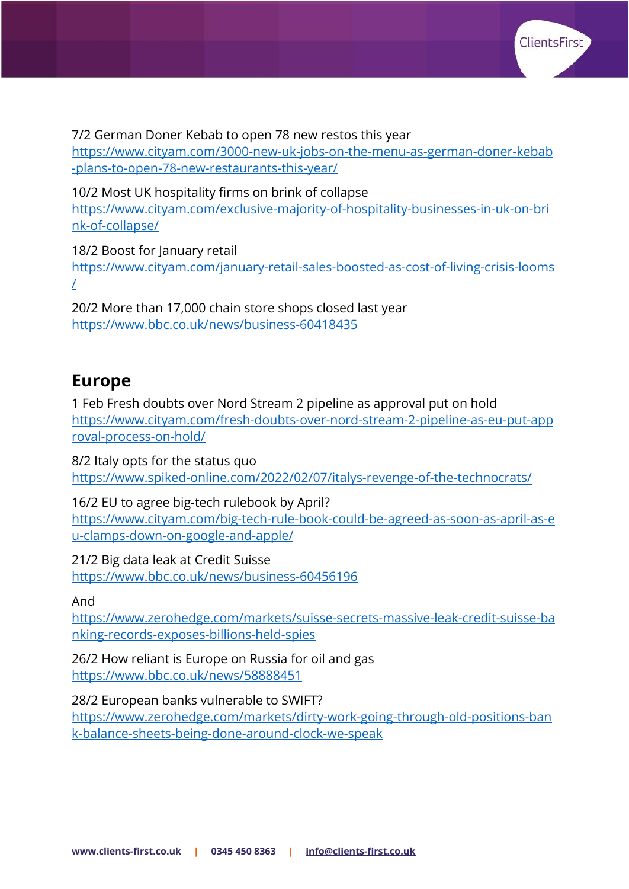7/2 German Doner Kebab to open 78 new restos this year
https://www.cityam.com/3000-new-uk-jobs-on-the-menu-as-german-doner-kebab-plans-to-open-78-new-restaurants-this-year/

10/2 Most UK hospitality firms on brink of collapse
https://www.cityam.com/exclusive-majority-of-hospitality-businesses-in-uk-on-brink-of-collapse/

18/2 Boost for January retail
https://www.cityam.com/january-retail-sales-boosted-as-cost-of-living-crisis-looms/

20/2 More than 17,000 chain store shops closed last year
https://www.bbc.co.uk/news/business-60418435

## Europe

1 Feb Fresh doubts over Nord Stream 2 pipeline as approval put on hold
https://www.cityam.com/fresh-doubts-over-nord-stream-2-pipeline-as-eu-put-approval-process-on-hold/

8/2 Italy opts for the status quo
https://www.spiked-online.com/2022/02/07/italys-revenge-of-the-technocrats/

16/2 EU to agree big-tech rulebook by April?
https://www.cityam.com/big-tech-rule-book-could-be-agreed-as-soon-as-april-as-eu-clamps-down-on-google-and-apple/

21/2 Big data leak at Credit Suisse
https://www.bbc.co.uk/news/business-60456196

And
https://www.zerohedge.com/markets/suisse-secrets-massive-leak-credit-suisse-banking-records-exposes-billions-held-spies

26/2 How reliant is Europe on Russia for oil and gas
https://www.bbc.co.uk/news/58888451

28/2 European banks vulnerable to SWIFT?
https://www.zerohedge.com/markets/dirty-work-going-through-old-positions-bank-balance-sheets-being-done-around-clock-we-speak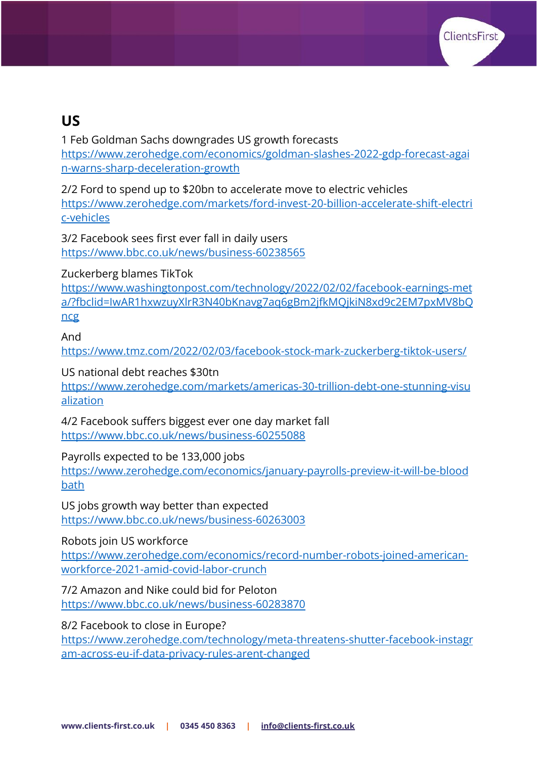## US

1 Feb Goldman Sachs downgrades US growth forecasts
https://www.zerohedge.com/economics/goldman-slashes-2022-gdp-forecast-again-warns-sharp-deceleration-growth

2/2 Ford to spend up to $20bn to accelerate move to electric vehicles
https://www.zerohedge.com/markets/ford-invest-20-billion-accelerate-shift-electric-vehicles

3/2 Facebook sees first ever fall in daily users
https://www.bbc.co.uk/news/business-60238565

Zuckerberg blames TikTok
https://www.washingtonpost.com/technology/2022/02/02/facebook-earnings-meta/?fbclid=IwAR1hxwzuyXlrR3N40bKnavg7aq6gBm2jfkMQjkiN8xd9c2EM7pxMV8bQncg

And
https://www.tmz.com/2022/02/03/facebook-stock-mark-zuckerberg-tiktok-users/

US national debt reaches $30tn
https://www.zerohedge.com/markets/americas-30-trillion-debt-one-stunning-visualization

4/2 Facebook suffers biggest ever one day market fall
https://www.bbc.co.uk/news/business-60255088

Payrolls expected to be 133,000 jobs
https://www.zerohedge.com/economics/january-payrolls-preview-it-will-be-bloodbath

US jobs growth way better than expected
https://www.bbc.co.uk/news/business-60263003

Robots join US workforce
https://www.zerohedge.com/economics/record-number-robots-joined-american-workforce-2021-amid-covid-labor-crunch

7/2 Amazon and Nike could bid for Peloton
https://www.bbc.co.uk/news/business-60283870

8/2 Facebook to close in Europe?
https://www.zerohedge.com/technology/meta-threatens-shutter-facebook-instagram-across-eu-if-data-privacy-rules-arent-changed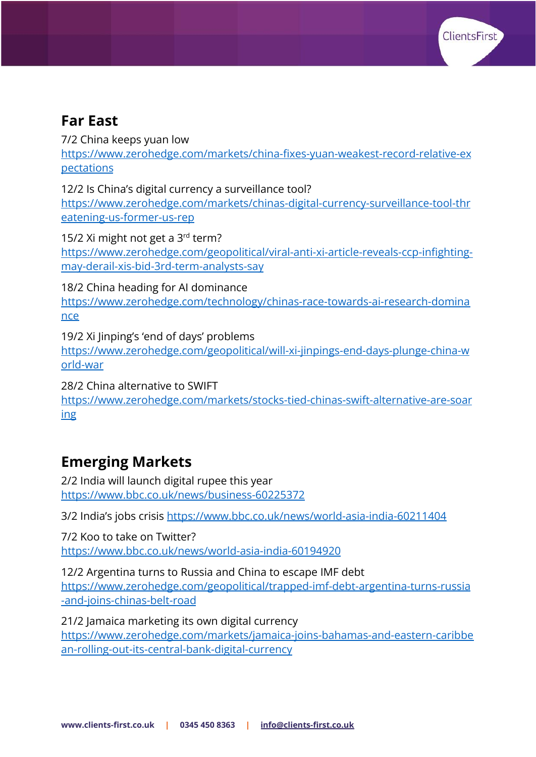## Far East

7/2 China keeps yuan low
https://www.zerohedge.com/markets/china-fixes-yuan-weakest-record-relative-expectations

12/2 Is China's digital currency a surveillance tool?
https://www.zerohedge.com/markets/chinas-digital-currency-surveillance-tool-threatening-us-former-us-rep

15/2 Xi might not get a 3rd term?
https://www.zerohedge.com/geopolitical/viral-anti-xi-article-reveals-ccp-infighting-may-derail-xis-bid-3rd-term-analysts-say

18/2 China heading for AI dominance
https://www.zerohedge.com/technology/chinas-race-towards-ai-research-dominance

19/2 Xi Jinping's 'end of days' problems
https://www.zerohedge.com/geopolitical/will-xi-jinpings-end-days-plunge-china-world-war

28/2 China alternative to SWIFT
https://www.zerohedge.com/markets/stocks-tied-chinas-swift-alternative-are-soaring

## Emerging Markets

2/2 India will launch digital rupee this year
https://www.bbc.co.uk/news/business-60225372

3/2 India's jobs crisis https://www.bbc.co.uk/news/world-asia-india-60211404

7/2 Koo to take on Twitter?
https://www.bbc.co.uk/news/world-asia-india-60194920

12/2 Argentina turns to Russia and China to escape IMF debt
https://www.zerohedge.com/geopolitical/trapped-imf-debt-argentina-turns-russia-and-joins-chinas-belt-road

21/2 Jamaica marketing its own digital currency
https://www.zerohedge.com/markets/jamaica-joins-bahamas-and-eastern-caribbean-rolling-out-its-central-bank-digital-currency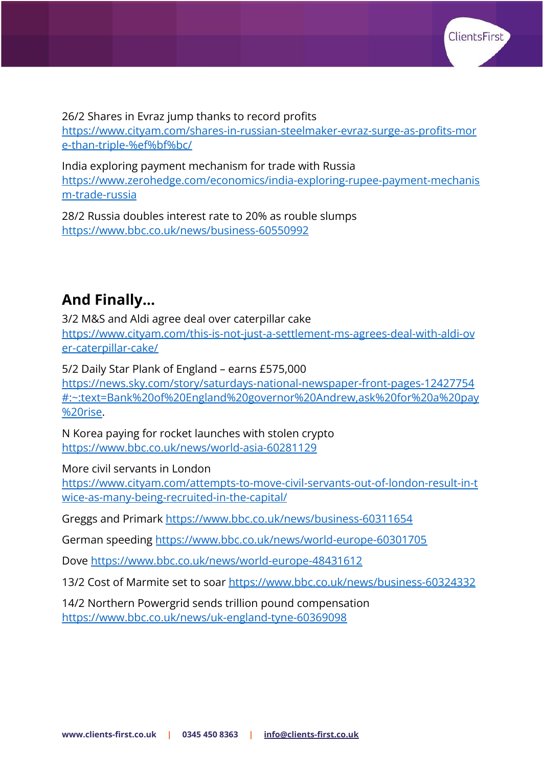26/2 Shares in Evraz jump thanks to record profits
https://www.cityam.com/shares-in-russian-steelmaker-evraz-surge-as-profits-more-than-triple-%ef%bf%bc/

India exploring payment mechanism for trade with Russia
https://www.zerohedge.com/economics/india-exploring-rupee-payment-mechanism-trade-russia

28/2 Russia doubles interest rate to 20% as rouble slumps
https://www.bbc.co.uk/news/business-60550992

## And Finally…

3/2 M&S and Aldi agree deal over caterpillar cake
https://www.cityam.com/this-is-not-just-a-settlement-ms-agrees-deal-with-aldi-over-caterpillar-cake/

5/2 Daily Star Plank of England – earns £575,000
https://news.sky.com/story/saturdays-national-newspaper-front-pages-12427754#:~:text=Bank%20of%20England%20governor%20Andrew,ask%20for%20a%20pay%20rise.

N Korea paying for rocket launches with stolen crypto
https://www.bbc.co.uk/news/world-asia-60281129

More civil servants in London
https://www.cityam.com/attempts-to-move-civil-servants-out-of-london-result-in-twice-as-many-being-recruited-in-the-capital/

Greggs and Primark https://www.bbc.co.uk/news/business-60311654

German speeding https://www.bbc.co.uk/news/world-europe-60301705

Dove https://www.bbc.co.uk/news/world-europe-48431612

13/2 Cost of Marmite set to soar https://www.bbc.co.uk/news/business-60324332

14/2 Northern Powergrid sends trillion pound compensation
https://www.bbc.co.uk/news/uk-england-tyne-60369098